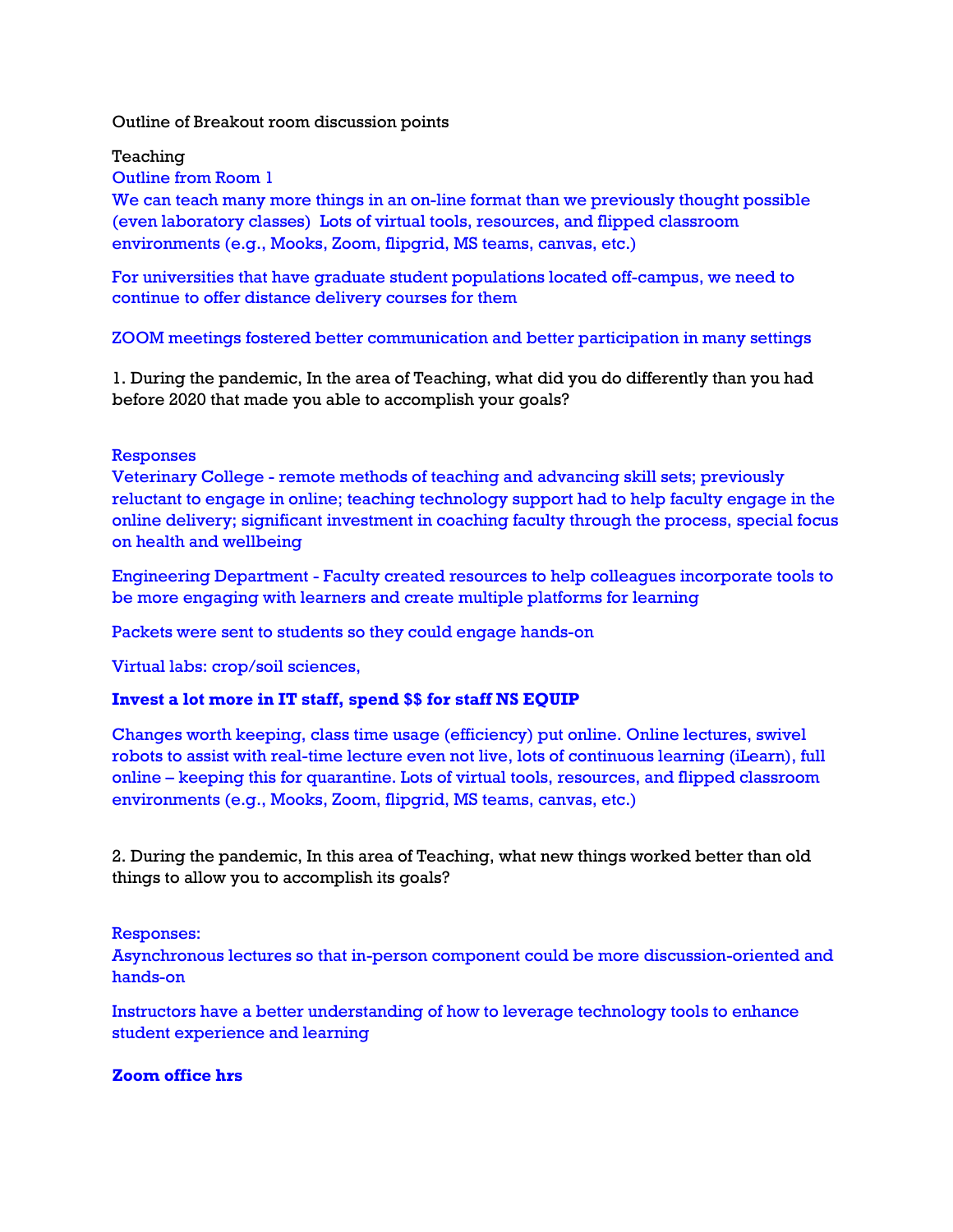Outline of Breakout room discussion points

Teaching

Outline from Room 1

We can teach many more things in an on-line format than we previously thought possible (even laboratory classes)  Lots of virtual tools, resources, and flipped classroom environments (e.g., Mooks, Zoom, flipgrid, MS teams, canvas, etc.)

For universities that have graduate student populations located off-campus, we need to continue to offer distance delivery courses for them

ZOOM meetings fostered better communication and better participation in many settings

1. During the pandemic, In the area of Teaching, what did you do differently than you had before 2020 that made you able to accomplish your goals?

Responses

Veterinary College - remote methods of teaching and advancing skill sets; previously reluctant to engage in online; teaching technology support had to help faculty engage in the online delivery; significant investment in coaching faculty through the process, special focus on health and wellbeing

Engineering Department - Faculty created resources to help colleagues incorporate tools to be more engaging with learners and create multiple platforms for learning

Packets were sent to students so they could engage hands-on

Virtual labs: crop/soil sciences,

**Invest a lot more in IT staff, spend $$ for staff NS EQUIP**

Changes worth keeping, class time usage (efficiency) put online. Online lectures, swivel robots to assist with real-time lecture even not live, lots of continuous learning (iLearn), full online – keeping this for quarantine. Lots of virtual tools, resources, and flipped classroom environments (e.g., Mooks, Zoom, flipgrid, MS teams, canvas, etc.)

2. During the pandemic, In this area of Teaching, what new things worked better than old things to allow you to accomplish its goals?

Responses:

Asynchronous lectures so that in-person component could be more discussion-oriented and hands-on

Instructors have a better understanding of how to leverage technology tools to enhance student experience and learning

**Zoom office hrs**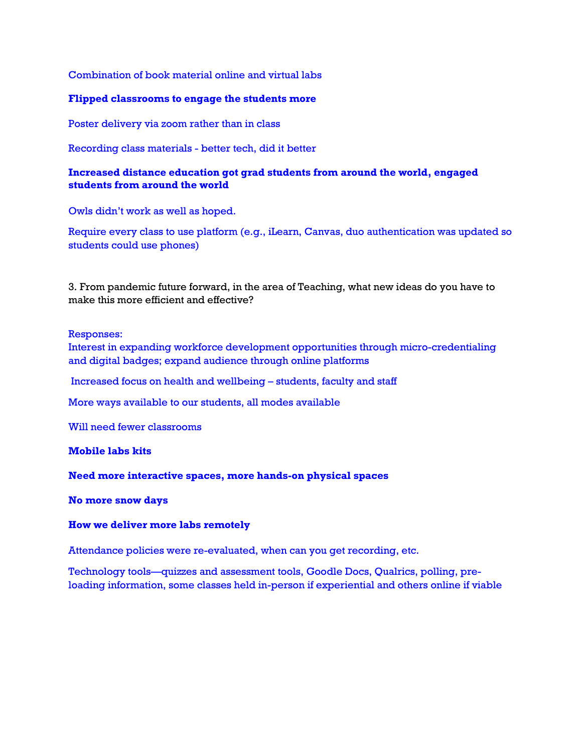Combination of book material online and virtual labs

**Flipped classrooms to engage the students more**

Poster delivery via zoom rather than in class

Recording class materials - better tech, did it better

**Increased distance education got grad students from around the world, engaged students from around the world**

Owls didn't work as well as hoped.

Require every class to use platform (e.g., iLearn, Canvas, duo authentication was updated so students could use phones)

3. From pandemic future forward, in the area of Teaching, what new ideas do you have to make this more efficient and effective?

Responses:

Interest in expanding workforce development opportunities through micro-credentialing and digital badges; expand audience through online platforms

Increased focus on health and wellbeing – students, faculty and staff

More ways available to our students, all modes available

Will need fewer classrooms

**Mobile labs kits**

**Need more interactive spaces, more hands-on physical spaces**

**No more snow days**

**How we deliver more labs remotely**

Attendance policies were re-evaluated, when can you get recording, etc.

Technology tools—quizzes and assessment tools, Goodle Docs, Qualrics, polling, pre-loading information, some classes held in-person if experiential and others online if viable